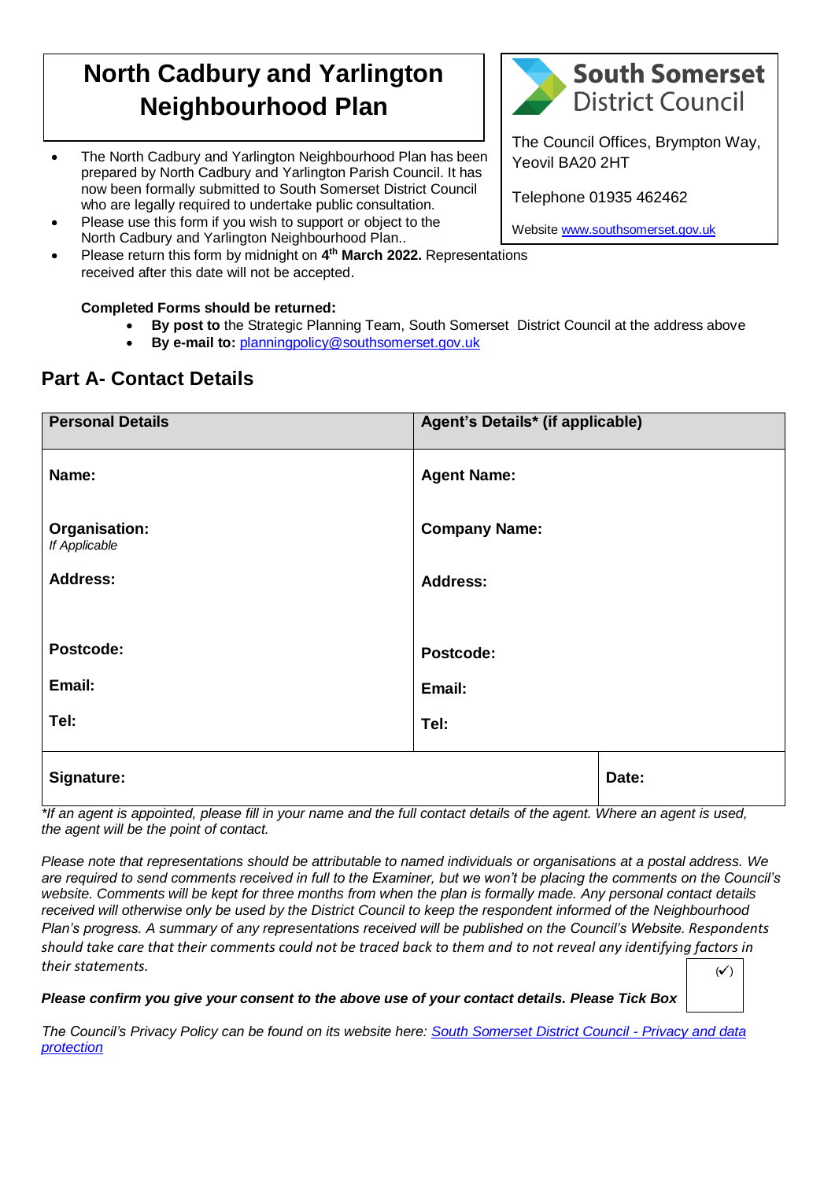# North Cadbury and Yarlington Neighbourhood Plan

**South Somerset District Council**

The Council Offices, Brympton Way, Yeovil BA20 2HT

Telephone 01935 462462

Website www.southsomerset.gov.uk

- The North Cadbury and Yarlington Neighbourhood Plan has been prepared by North Cadbury and Yarlington Parish Council. It has now been formally submitted to South Somerset District Council who are legally required to undertake public consultation.
- Please use this form if you wish to support or object to the North Cadbury and Yarlington Neighbourhood Plan..
- Please return this form by midnight on **4th March 2022.** Representations received after this date will not be accepted.

**Completed Forms should be returned:**

- **By post to** the Strategic Planning Team, South Somerset District Council at the address above
- **By e-mail to:** planningpolicy@southsomerset.gov.uk

## Part A- Contact Details

| **Personal Details** | **Agent's Details\* (if applicable)** | |
|---|---|---|
| **Name:** | **Agent Name:** | |
| **Organisation:** *If Applicable* | **Company Name:** | |
| **Address:** | **Address:** | |
| **Postcode:** | **Postcode:** | |
| **Email:** | **Email:** | |
| **Tel:** | **Tel:** | |
| **Signature:** | | **Date:** |

*\*If an agent is appointed, please fill in your name and the full contact details of the agent. Where an agent is used, the agent will be the point of contact.*

*Please note that representations should be attributable to named individuals or organisations at a postal address. We are required to send comments received in full to the Examiner, but we won't be placing the comments on the Council's website. Comments will be kept for three months from when the plan is formally made. Any personal contact details received will otherwise only be used by the District Council to keep the respondent informed of the Neighbourhood Plan's progress. A summary of any representations received will be published on the Council's Website. Respondents should take care that their comments could not be traced back to them and to not reveal any identifying factors in their statements.*

***Please confirm you give your consent to the above use of your contact details. Please Tick Box*** (✓)

*The Council's Privacy Policy can be found on its website here: South Somerset District Council - Privacy and data protection*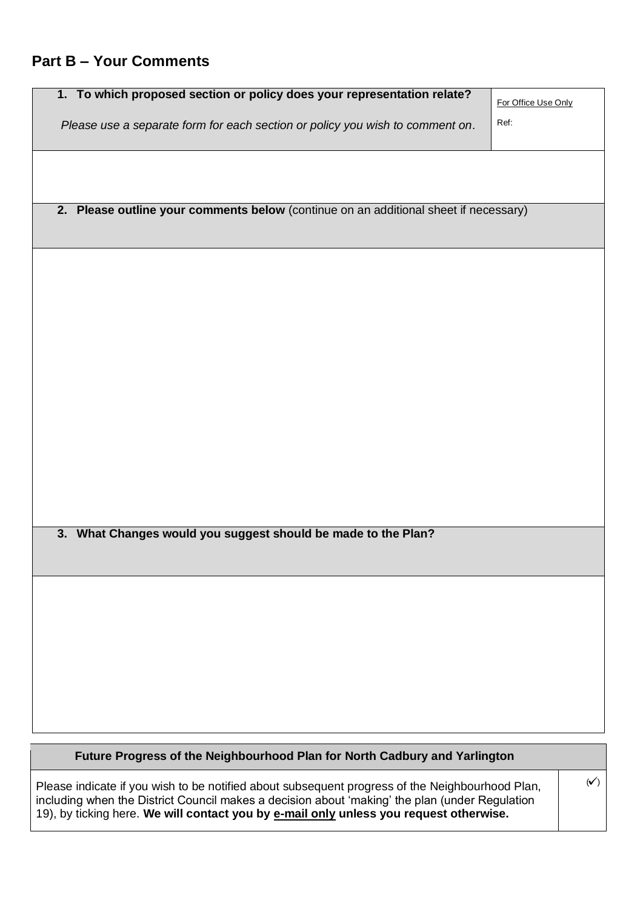## Part B – Your Comments

| 1. **To which proposed section or policy does your representation relate?** *Please use a separate form for each section or policy you wish to comment on.* | For Office Use Only Ref: |
|---|---|
| | |

| 2. **Please outline your comments below** (continue on an additional sheet if necessary) |
|---|
| |

| 3. **What Changes would you suggest should be made to the Plan?** |
|---|
| |

| **Future Progress of the Neighbourhood Plan for North Cadbury and Yarlington** | |
|---|---|
| Please indicate if you wish to be notified about subsequent progress of the Neighbourhood Plan, including when the District Council makes a decision about 'making' the plan (under Regulation 19), by ticking here. **We will contact you by e-mail only unless you request otherwise.** | (✓) |